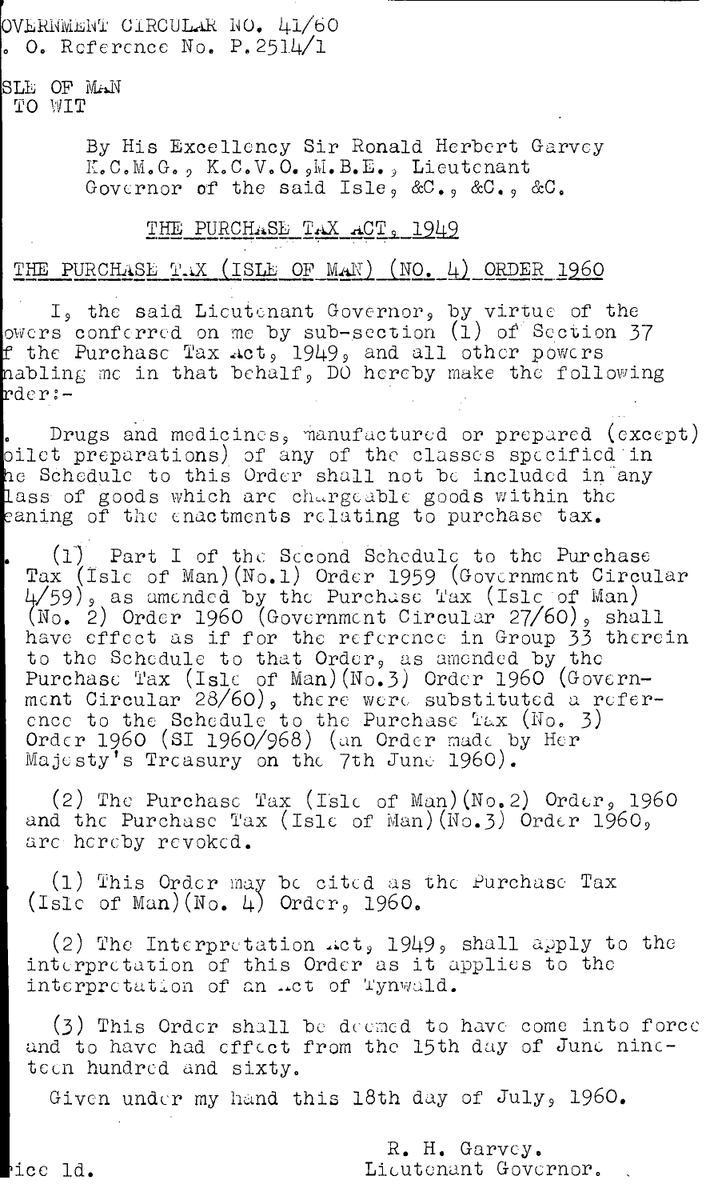OVERNMENT CIRCULAR NO. 41/60
. O. Reference No. P.2514/1

SLE OF MAN
TO WIT

By His Excellency Sir Ronald Herbert Garvey K.C.M.G., K.C.V.O.,M.B.E., Lieutenant Governor of the said Isle, &C., &C., &C.

THE PURCHASE TAX ACT, 1949

THE PURCHASE TAX (ISLE OF MAN) (NO. 4) ORDER 1960

I, the said Lieutenant Governor, by virtue of the owers conferred on me by sub-section (1) of Section 37 f the Purchase Tax Act, 1949, and all other powers nabling me in that behalf, DO hereby make the following rder:-

. Drugs and medicines, manufactured or prepared (except) oilet preparations) of any of the classes specified in he Schedule to this Order shall not be included in any lass of goods which are chargeable goods within the eaning of the enactments relating to purchase tax.

. (1) Part I of the Second Schedule to the Purchase Tax (Isle of Man)(No.1) Order 1959 (Government Circular 4/59), as amended by the Purchase Tax (Isle of Man) (No. 2) Order 1960 (Government Circular 27/60), shall have effect as if for the reference in Group 33 therein to the Schedule to that Order, as amended by the Purchase Tax (Isle of Man)(No.3) Order 1960 (Government Circular 28/60), there were substituted a reference to the Schedule to the Purchase Tax (No. 3) Order 1960 (SI 1960/968) (an Order made by Her Majesty's Treasury on the 7th June 1960).

(2) The Purchase Tax (Isle of Man)(No.2) Order, 1960 and the Purchase Tax (Isle of Man)(No.3) Order 1960, are hereby revoked.

(1) This Order may be cited as the Purchase Tax (Isle of Man)(No. 4) Order, 1960.

(2) The Interpretation Act, 1949, shall apply to the interpretation of this Order as it applies to the interpretation of an Act of Tynwald.

(3) This Order shall be deemed to have come into force and to have had effect from the 15th day of June nineteen hundred and sixty.

Given under my hand this 18th day of July, 1960.

R. H. Garvey.
Lieutenant Governor.

ice 1d.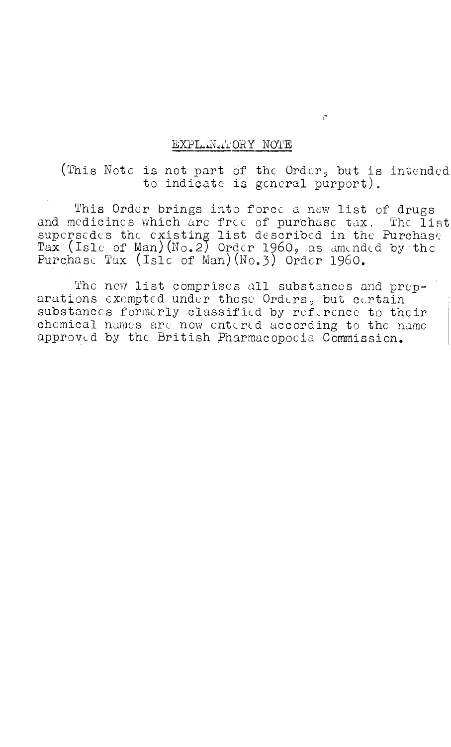## EXPLANATORY NOTE

(This Note is not part of the Order, but is intended to indicate is general purport).

This Order brings into force a new list of drugs and medicines which are free of purchase tax. The list supersedes the existing list described in the Purchase Tax (Isle of Man)(No.2) Order 1960, as amended by the Purchase Tax (Isle of Man)(No.3) Order 1960.

The new list comprises all substances and preparations exempted under those Orders, but certain substances formerly classified by reference to their chemical names are now entered according to the name approved by the British Pharmacopoeia Commission.